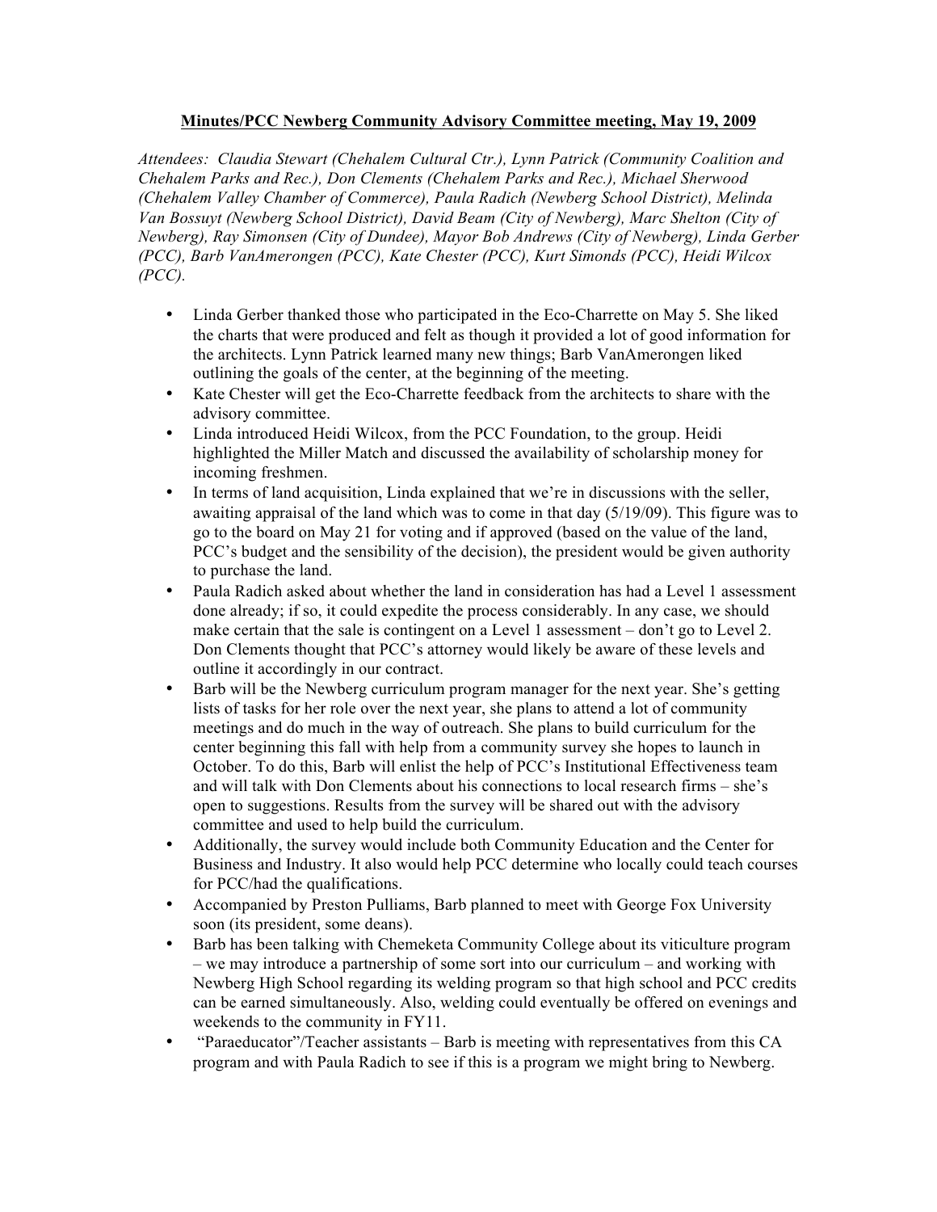**Minutes/PCC Newberg Community Advisory Committee meeting, May 19, 2009**

*Attendees: Claudia Stewart (Chehalem Cultural Ctr.), Lynn Patrick (Community Coalition and Chehalem Parks and Rec.), Don Clements (Chehalem Parks and Rec.), Michael Sherwood (Chehalem Valley Chamber of Commerce), Paula Radich (Newberg School District), Melinda Van Bossuyt (Newberg School District), David Beam (City of Newberg), Marc Shelton (City of Newberg), Ray Simonsen (City of Dundee), Mayor Bob Andrews (City of Newberg), Linda Gerber (PCC), Barb VanAmerongen (PCC), Kate Chester (PCC), Kurt Simonds (PCC), Heidi Wilcox (PCC).*

- Linda Gerber thanked those who participated in the Eco-Charrette on May 5. She liked the charts that were produced and felt as though it provided a lot of good information for the architects. Lynn Patrick learned many new things; Barb VanAmerongen liked outlining the goals of the center, at the beginning of the meeting.
- Kate Chester will get the Eco-Charrette feedback from the architects to share with the advisory committee.
- Linda introduced Heidi Wilcox, from the PCC Foundation, to the group. Heidi highlighted the Miller Match and discussed the availability of scholarship money for incoming freshmen.
- In terms of land acquisition, Linda explained that we're in discussions with the seller, awaiting appraisal of the land which was to come in that day (5/19/09). This figure was to go to the board on May 21 for voting and if approved (based on the value of the land, PCC's budget and the sensibility of the decision), the president would be given authority to purchase the land.
- Paula Radich asked about whether the land in consideration has had a Level 1 assessment done already; if so, it could expedite the process considerably. In any case, we should make certain that the sale is contingent on a Level 1 assessment – don't go to Level 2. Don Clements thought that PCC's attorney would likely be aware of these levels and outline it accordingly in our contract.
- Barb will be the Newberg curriculum program manager for the next year. She's getting lists of tasks for her role over the next year, she plans to attend a lot of community meetings and do much in the way of outreach. She plans to build curriculum for the center beginning this fall with help from a community survey she hopes to launch in October. To do this, Barb will enlist the help of PCC's Institutional Effectiveness team and will talk with Don Clements about his connections to local research firms – she's open to suggestions. Results from the survey will be shared out with the advisory committee and used to help build the curriculum.
- Additionally, the survey would include both Community Education and the Center for Business and Industry. It also would help PCC determine who locally could teach courses for PCC/had the qualifications.
- Accompanied by Preston Pulliams, Barb planned to meet with George Fox University soon (its president, some deans).
- Barb has been talking with Chemeketa Community College about its viticulture program – we may introduce a partnership of some sort into our curriculum – and working with Newberg High School regarding its welding program so that high school and PCC credits can be earned simultaneously. Also, welding could eventually be offered on evenings and weekends to the community in FY11.
- "Paraeducator"/Teacher assistants – Barb is meeting with representatives from this CA program and with Paula Radich to see if this is a program we might bring to Newberg.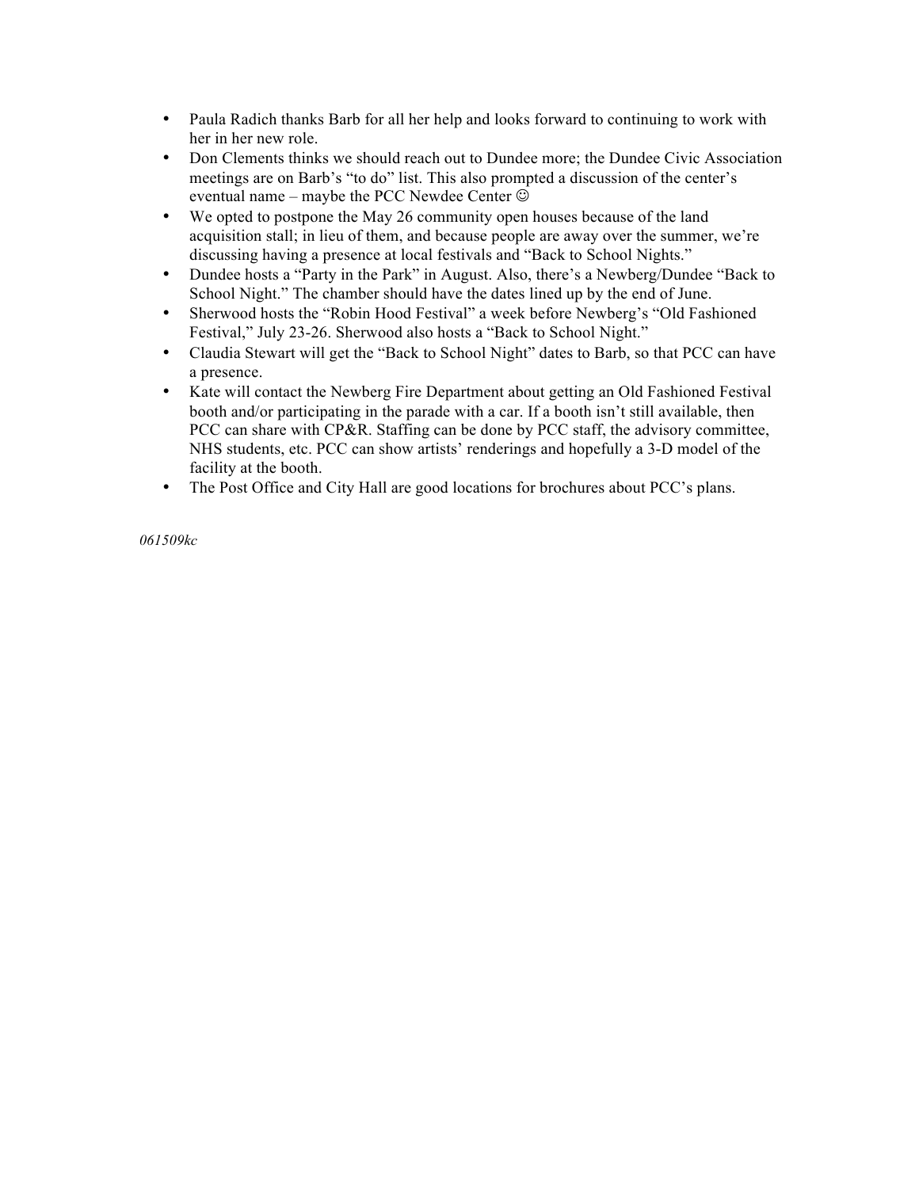- Paula Radich thanks Barb for all her help and looks forward to continuing to work with her in her new role.
- Don Clements thinks we should reach out to Dundee more; the Dundee Civic Association meetings are on Barb's "to do" list. This also prompted a discussion of the center's eventual name – maybe the PCC Newdee Center ☺
- We opted to postpone the May 26 community open houses because of the land acquisition stall; in lieu of them, and because people are away over the summer, we're discussing having a presence at local festivals and "Back to School Nights."
- Dundee hosts a "Party in the Park" in August. Also, there's a Newberg/Dundee "Back to School Night." The chamber should have the dates lined up by the end of June.
- Sherwood hosts the "Robin Hood Festival" a week before Newberg's "Old Fashioned Festival," July 23-26. Sherwood also hosts a "Back to School Night."
- Claudia Stewart will get the "Back to School Night" dates to Barb, so that PCC can have a presence.
- Kate will contact the Newberg Fire Department about getting an Old Fashioned Festival booth and/or participating in the parade with a car. If a booth isn't still available, then PCC can share with CP&R. Staffing can be done by PCC staff, the advisory committee, NHS students, etc. PCC can show artists' renderings and hopefully a 3-D model of the facility at the booth.
- The Post Office and City Hall are good locations for brochures about PCC's plans.

*061509kc*